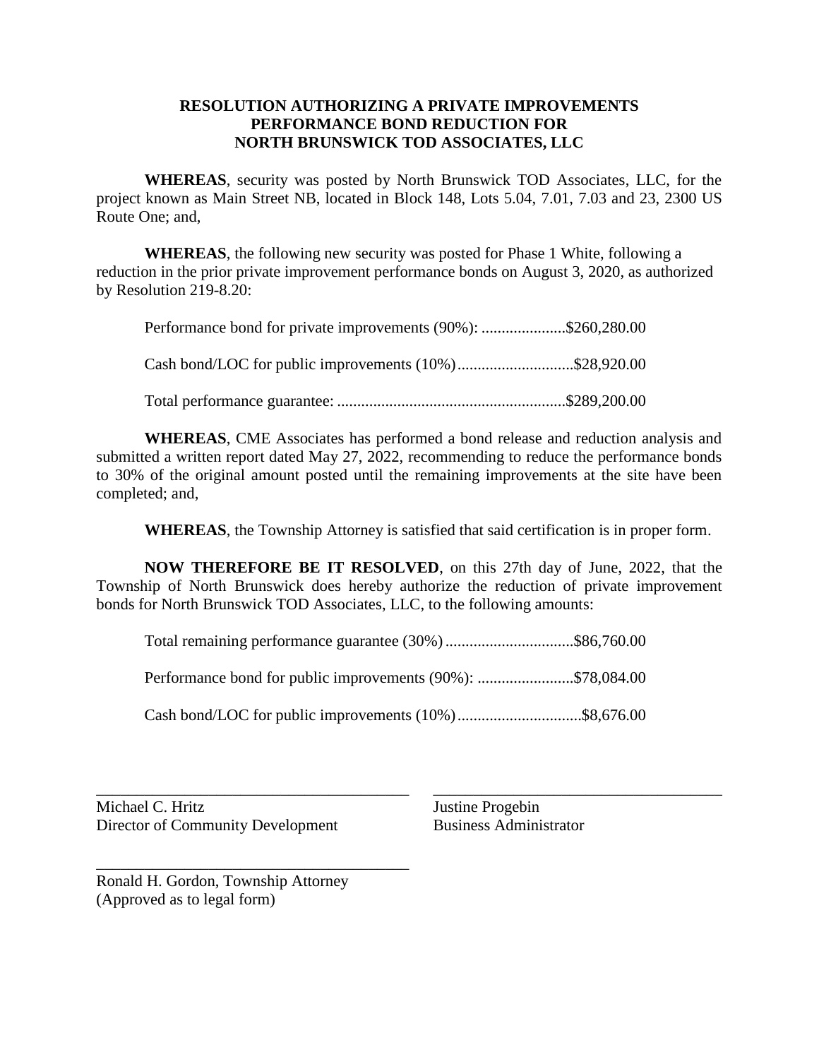**RESOLUTION AUTHORIZING A PRIVATE IMPROVEMENTS PERFORMANCE BOND REDUCTION FOR NORTH BRUNSWICK TOD ASSOCIATES, LLC**

**WHEREAS**, security was posted by North Brunswick TOD Associates, LLC, for the project known as Main Street NB, located in Block 148, Lots 5.04, 7.01, 7.03 and 23, 2300 US Route One; and,

**WHEREAS**, the following new security was posted for Phase 1 White, following a reduction in the prior private improvement performance bonds on August 3, 2020, as authorized by Resolution 219-8.20:

Performance bond for private improvements (90%): .....................$260,280.00

Cash bond/LOC for public improvements (10%).............................$28,920.00

Total performance guarantee: ..........................................................$289,200.00

**WHEREAS**, CME Associates has performed a bond release and reduction analysis and submitted a written report dated May 27, 2022, recommending to reduce the performance bonds to 30% of the original amount posted until the remaining improvements at the site have been completed; and,

**WHEREAS**, the Township Attorney is satisfied that said certification is in proper form.

**NOW THEREFORE BE IT RESOLVED**, on this 27th day of June, 2022, that the Township of North Brunswick does hereby authorize the reduction of private improvement bonds for North Brunswick TOD Associates, LLC, to the following amounts:

Total remaining performance guarantee (30%)................................$86,760.00

Performance bond for public improvements (90%): ........................$78,084.00

Cash bond/LOC for public improvements (10%)...............................$8,676.00

\_\_\_\_\_\_\_\_\_\_\_\_\_\_\_\_\_\_\_\_\_\_\_\_\_\_\_\_\_\_\_\_\_\_\_\_\_\_\_
Michael C. Hritz
Director of Community Development

\_\_\_\_\_\_\_\_\_\_\_\_\_\_\_\_\_\_\_\_\_\_\_\_\_\_\_\_\_\_\_\_\_\_\_\_\_\_\_
Justine Progebin
Business Administrator

\_\_\_\_\_\_\_\_\_\_\_\_\_\_\_\_\_\_\_\_\_\_\_\_\_\_\_\_\_\_\_\_\_\_\_\_\_\_\_
Ronald H. Gordon, Township Attorney
(Approved as to legal form)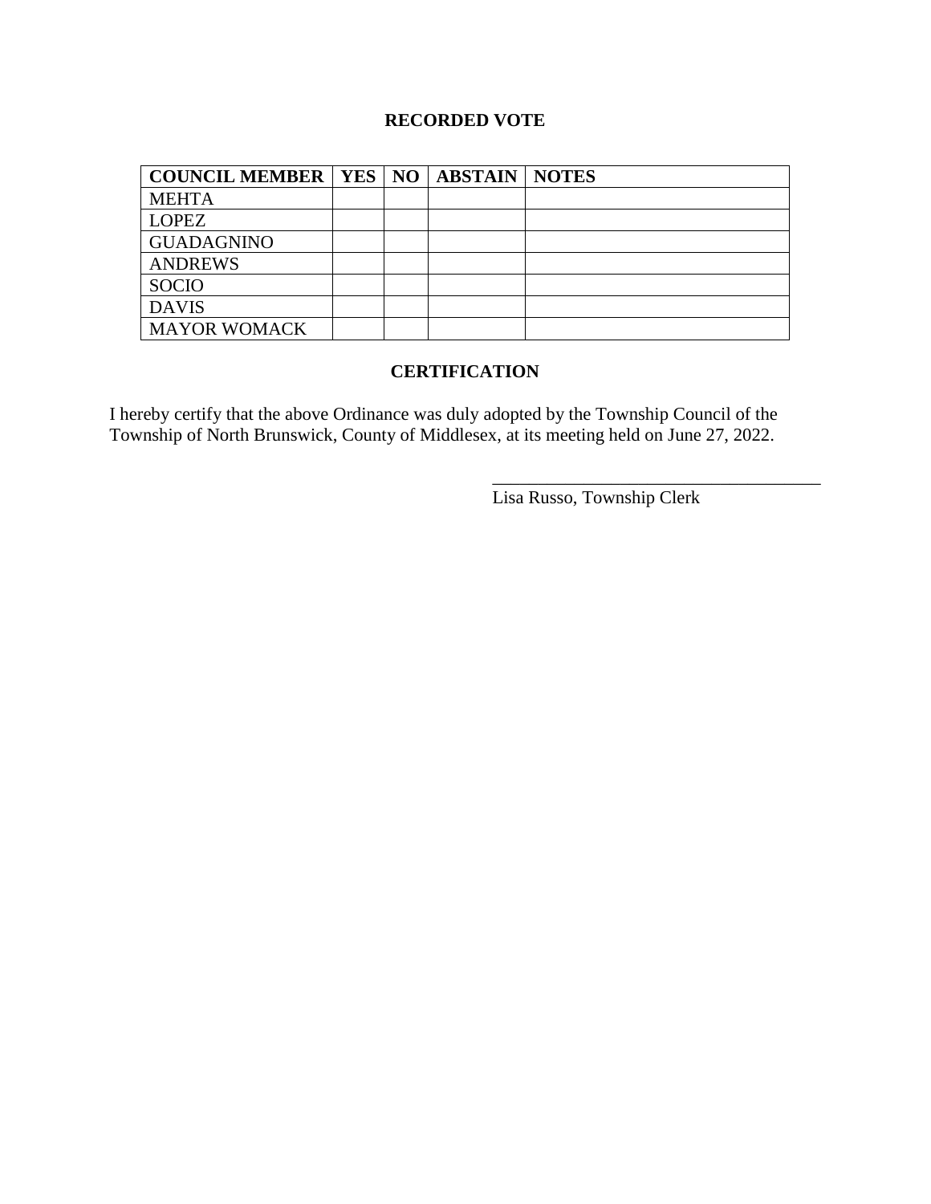**RECORDED VOTE**

| COUNCIL MEMBER | YES | NO | ABSTAIN | NOTES |
|---|---|---|---|---|
| MEHTA | | | | |
| LOPEZ | | | | |
| GUADAGNINO | | | | |
| ANDREWS | | | | |
| SOCIO | | | | |
| DAVIS | | | | |
| MAYOR WOMACK | | | | |

**CERTIFICATION**

I hereby certify that the above Ordinance was duly adopted by the Township Council of the Township of North Brunswick, County of Middlesex, at its meeting held on June 27, 2022.

_____________________________________
Lisa Russo, Township Clerk